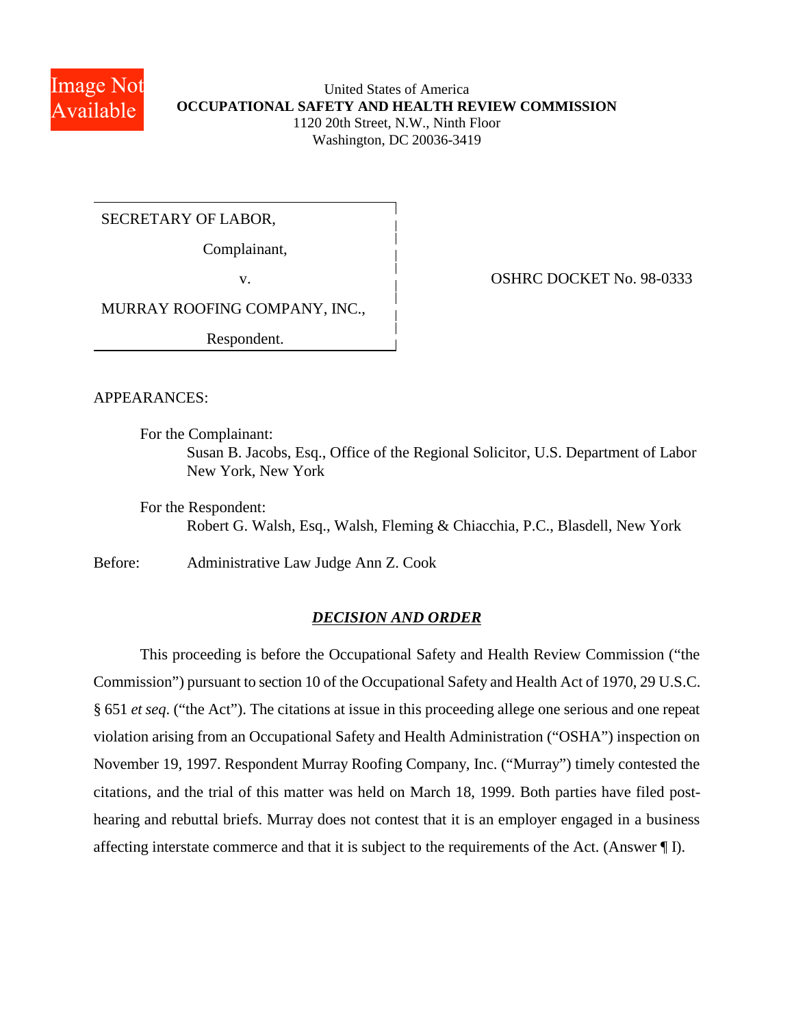United States of America
**OCCUPATIONAL SAFETY AND HEALTH REVIEW COMMISSION**
1120 20th Street, N.W., Ninth Floor
Washington, DC 20036-3419

| | |
|---|---|
| SECRETARY OF LABOR,<br>Complainant,<br>v.<br>MURRAY ROOFING COMPANY, INC.,<br>Respondent. | OSHRC DOCKET No. 98-0333 |

APPEARANCES:

For the Complainant:
Susan B. Jacobs, Esq., Office of the Regional Solicitor, U.S. Department of Labor
New York, New York

For the Respondent:
Robert G. Walsh, Esq., Walsh, Fleming & Chiacchia, P.C., Blasdell, New York

Before: Administrative Law Judge Ann Z. Cook

## ***DECISION AND ORDER***

This proceeding is before the Occupational Safety and Health Review Commission ("the Commission") pursuant to section 10 of the Occupational Safety and Health Act of 1970, 29 U.S.C. § 651 *et seq*. ("the Act"). The citations at issue in this proceeding allege one serious and one repeat violation arising from an Occupational Safety and Health Administration ("OSHA") inspection on November 19, 1997. Respondent Murray Roofing Company, Inc. ("Murray") timely contested the citations, and the trial of this matter was held on March 18, 1999. Both parties have filed post-hearing and rebuttal briefs. Murray does not contest that it is an employer engaged in a business affecting interstate commerce and that it is subject to the requirements of the Act. (Answer ¶ I).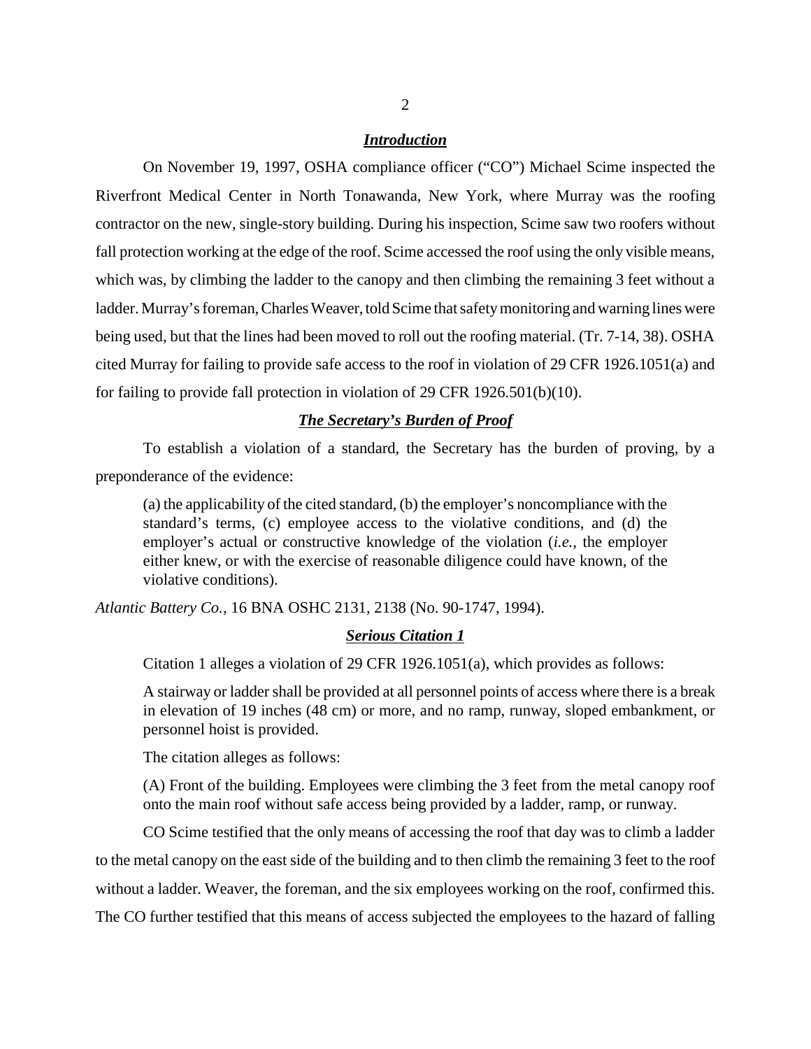## *Introduction*

On November 19, 1997, OSHA compliance officer ("CO") Michael Scime inspected the Riverfront Medical Center in North Tonawanda, New York, where Murray was the roofing contractor on the new, single-story building. During his inspection, Scime saw two roofers without fall protection working at the edge of the roof. Scime accessed the roof using the only visible means, which was, by climbing the ladder to the canopy and then climbing the remaining 3 feet without a ladder. Murray's foreman, Charles Weaver, told Scime that safety monitoring and warning lines were being used, but that the lines had been moved to roll out the roofing material. (Tr. 7-14, 38). OSHA cited Murray for failing to provide safe access to the roof in violation of 29 CFR 1926.1051(a) and for failing to provide fall protection in violation of 29 CFR 1926.501(b)(10).

## *The Secretary's Burden of Proof*

To establish a violation of a standard, the Secretary has the burden of proving, by a preponderance of the evidence:

> (a) the applicability of the cited standard, (b) the employer's noncompliance with the standard's terms, (c) employee access to the violative conditions, and (d) the employer's actual or constructive knowledge of the violation (*i.e.*, the employer either knew, or with the exercise of reasonable diligence could have known, of the violative conditions).

*Atlantic Battery Co.*, 16 BNA OSHC 2131, 2138 (No. 90-1747, 1994).

## *Serious Citation 1*

Citation 1 alleges a violation of 29 CFR 1926.1051(a), which provides as follows:

> A stairway or ladder shall be provided at all personnel points of access where there is a break in elevation of 19 inches (48 cm) or more, and no ramp, runway, sloped embankment, or personnel hoist is provided.

The citation alleges as follows:

> (A) Front of the building. Employees were climbing the 3 feet from the metal canopy roof onto the main roof without safe access being provided by a ladder, ramp, or runway.

CO Scime testified that the only means of accessing the roof that day was to climb a ladder to the metal canopy on the east side of the building and to then climb the remaining 3 feet to the roof without a ladder. Weaver, the foreman, and the six employees working on the roof, confirmed this. The CO further testified that this means of access subjected the employees to the hazard of falling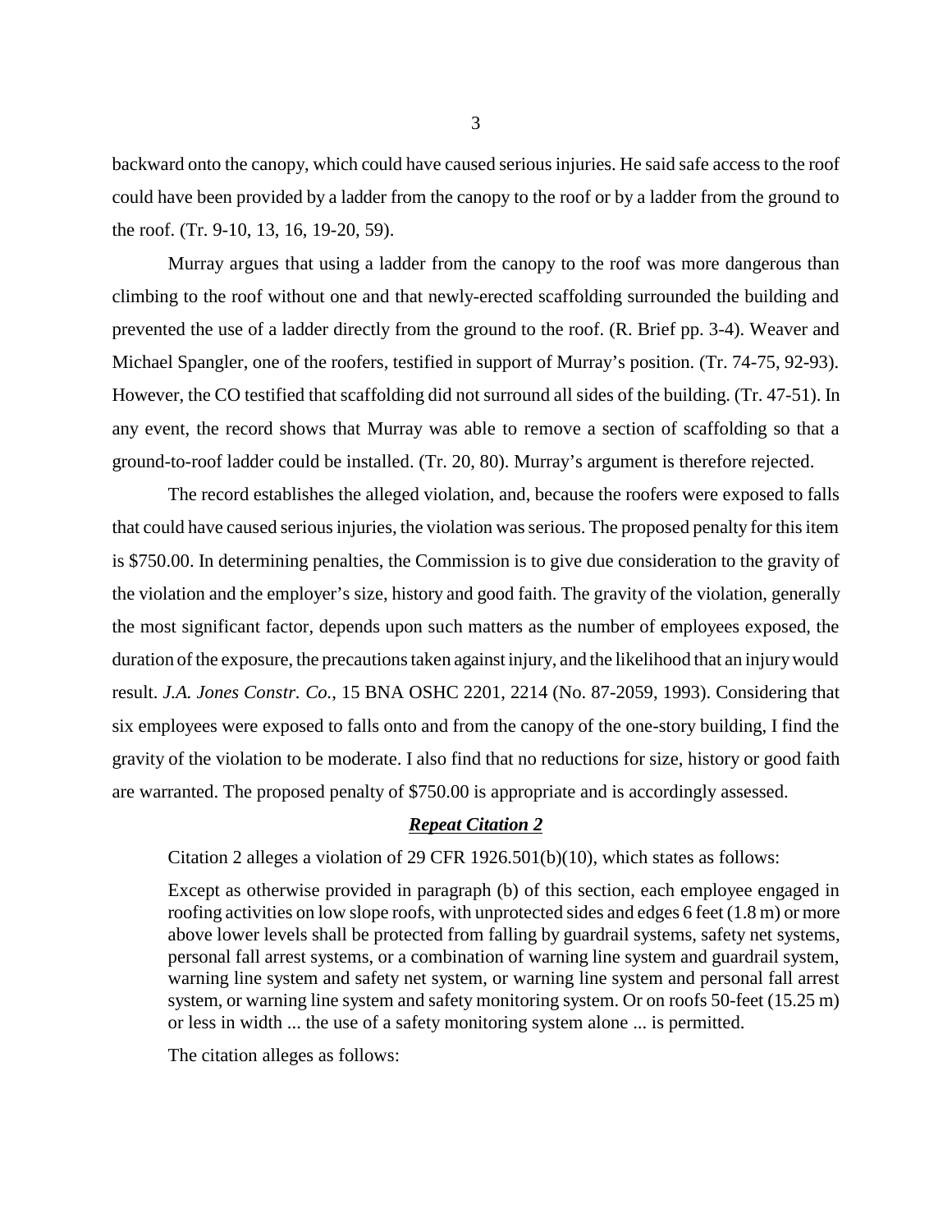backward onto the canopy, which could have caused serious injuries. He said safe access to the roof could have been provided by a ladder from the canopy to the roof or by a ladder from the ground to the roof. (Tr. 9-10, 13, 16, 19-20, 59).

Murray argues that using a ladder from the canopy to the roof was more dangerous than climbing to the roof without one and that newly-erected scaffolding surrounded the building and prevented the use of a ladder directly from the ground to the roof. (R. Brief pp. 3-4). Weaver and Michael Spangler, one of the roofers, testified in support of Murray's position. (Tr. 74-75, 92-93). However, the CO testified that scaffolding did not surround all sides of the building. (Tr. 47-51). In any event, the record shows that Murray was able to remove a section of scaffolding so that a ground-to-roof ladder could be installed. (Tr. 20, 80). Murray's argument is therefore rejected.

The record establishes the alleged violation, and, because the roofers were exposed to falls that could have caused serious injuries, the violation was serious. The proposed penalty for this item is $750.00. In determining penalties, the Commission is to give due consideration to the gravity of the violation and the employer's size, history and good faith. The gravity of the violation, generally the most significant factor, depends upon such matters as the number of employees exposed, the duration of the exposure, the precautions taken against injury, and the likelihood that an injury would result. *J.A. Jones Constr. Co.*, 15 BNA OSHC 2201, 2214 (No. 87-2059, 1993). Considering that six employees were exposed to falls onto and from the canopy of the one-story building, I find the gravity of the violation to be moderate. I also find that no reductions for size, history or good faith are warranted. The proposed penalty of $750.00 is appropriate and is accordingly assessed.

## ***Repeat Citation 2***

Citation 2 alleges a violation of 29 CFR 1926.501(b)(10), which states as follows:

> Except as otherwise provided in paragraph (b) of this section, each employee engaged in roofing activities on low slope roofs, with unprotected sides and edges 6 feet (1.8 m) or more above lower levels shall be protected from falling by guardrail systems, safety net systems, personal fall arrest systems, or a combination of warning line system and guardrail system, warning line system and safety net system, or warning line system and personal fall arrest system, or warning line system and safety monitoring system. Or on roofs 50-feet (15.25 m) or less in width ... the use of a safety monitoring system alone ... is permitted.

The citation alleges as follows: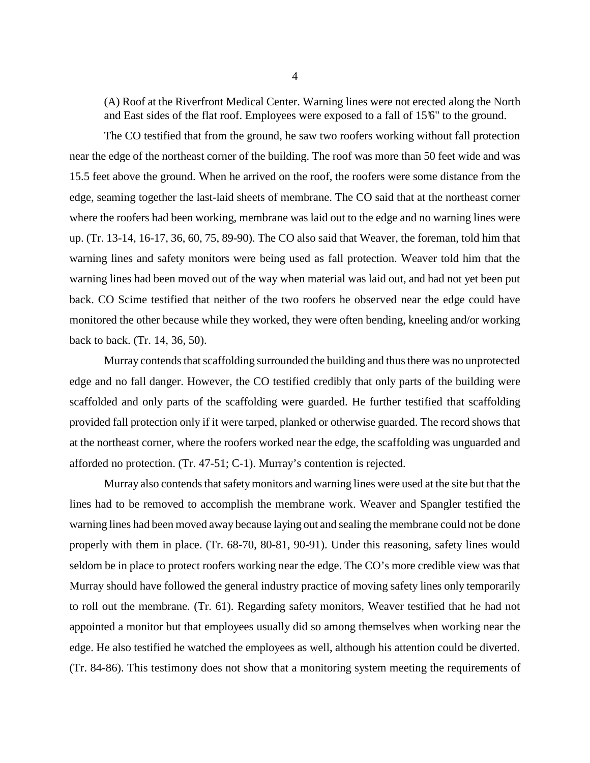(A) Roof at the Riverfront Medical Center. Warning lines were not erected along the North and East sides of the flat roof. Employees were exposed to a fall of 15'6" to the ground.

The CO testified that from the ground, he saw two roofers working without fall protection near the edge of the northeast corner of the building. The roof was more than 50 feet wide and was 15.5 feet above the ground. When he arrived on the roof, the roofers were some distance from the edge, seaming together the last-laid sheets of membrane. The CO said that at the northeast corner where the roofers had been working, membrane was laid out to the edge and no warning lines were up. (Tr. 13-14, 16-17, 36, 60, 75, 89-90). The CO also said that Weaver, the foreman, told him that warning lines and safety monitors were being used as fall protection. Weaver told him that the warning lines had been moved out of the way when material was laid out, and had not yet been put back. CO Scime testified that neither of the two roofers he observed near the edge could have monitored the other because while they worked, they were often bending, kneeling and/or working back to back. (Tr. 14, 36, 50).

Murray contends that scaffolding surrounded the building and thus there was no unprotected edge and no fall danger. However, the CO testified credibly that only parts of the building were scaffolded and only parts of the scaffolding were guarded. He further testified that scaffolding provided fall protection only if it were tarped, planked or otherwise guarded. The record shows that at the northeast corner, where the roofers worked near the edge, the scaffolding was unguarded and afforded no protection. (Tr. 47-51; C-1). Murray's contention is rejected.

Murray also contends that safety monitors and warning lines were used at the site but that the lines had to be removed to accomplish the membrane work. Weaver and Spangler testified the warning lines had been moved away because laying out and sealing the membrane could not be done properly with them in place. (Tr. 68-70, 80-81, 90-91). Under this reasoning, safety lines would seldom be in place to protect roofers working near the edge. The CO's more credible view was that Murray should have followed the general industry practice of moving safety lines only temporarily to roll out the membrane. (Tr. 61). Regarding safety monitors, Weaver testified that he had not appointed a monitor but that employees usually did so among themselves when working near the edge. He also testified he watched the employees as well, although his attention could be diverted. (Tr. 84-86). This testimony does not show that a monitoring system meeting the requirements of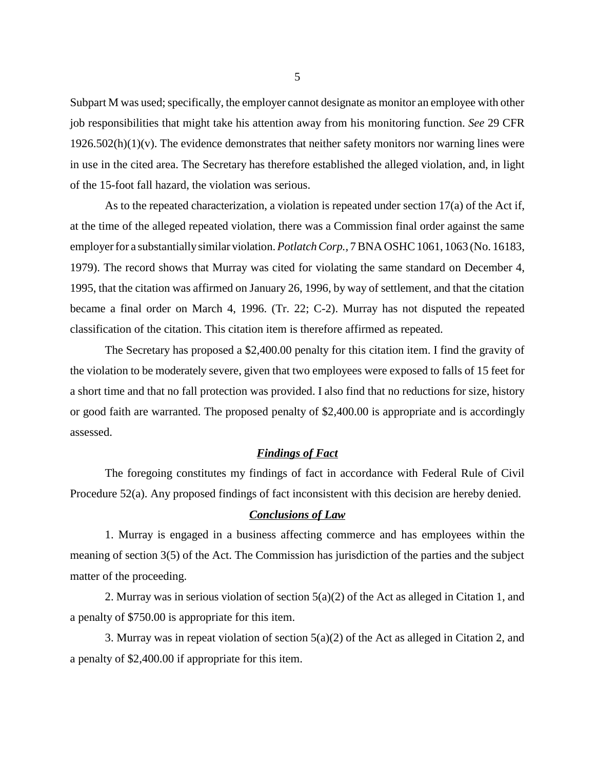Subpart M was used; specifically, the employer cannot designate as monitor an employee with other job responsibilities that might take his attention away from his monitoring function. *See* 29 CFR 1926.502(h)(1)(v). The evidence demonstrates that neither safety monitors nor warning lines were in use in the cited area. The Secretary has therefore established the alleged violation, and, in light of the 15-foot fall hazard, the violation was serious.

As to the repeated characterization, a violation is repeated under section 17(a) of the Act if, at the time of the alleged repeated violation, there was a Commission final order against the same employer for a substantially similar violation. *Potlatch Corp.,* 7 BNA OSHC 1061, 1063 (No. 16183, 1979). The record shows that Murray was cited for violating the same standard on December 4, 1995, that the citation was affirmed on January 26, 1996, by way of settlement, and that the citation became a final order on March 4, 1996. (Tr. 22; C-2). Murray has not disputed the repeated classification of the citation. This citation item is therefore affirmed as repeated.

The Secretary has proposed a $2,400.00 penalty for this citation item. I find the gravity of the violation to be moderately severe, given that two employees were exposed to falls of 15 feet for a short time and that no fall protection was provided. I also find that no reductions for size, history or good faith are warranted. The proposed penalty of $2,400.00 is appropriate and is accordingly assessed.

## ***Findings of Fact***

The foregoing constitutes my findings of fact in accordance with Federal Rule of Civil Procedure 52(a). Any proposed findings of fact inconsistent with this decision are hereby denied.

## ***Conclusions of Law***

1. Murray is engaged in a business affecting commerce and has employees within the meaning of section 3(5) of the Act. The Commission has jurisdiction of the parties and the subject matter of the proceeding.

2. Murray was in serious violation of section 5(a)(2) of the Act as alleged in Citation 1, and a penalty of $750.00 is appropriate for this item.

3. Murray was in repeat violation of section 5(a)(2) of the Act as alleged in Citation 2, and a penalty of $2,400.00 if appropriate for this item.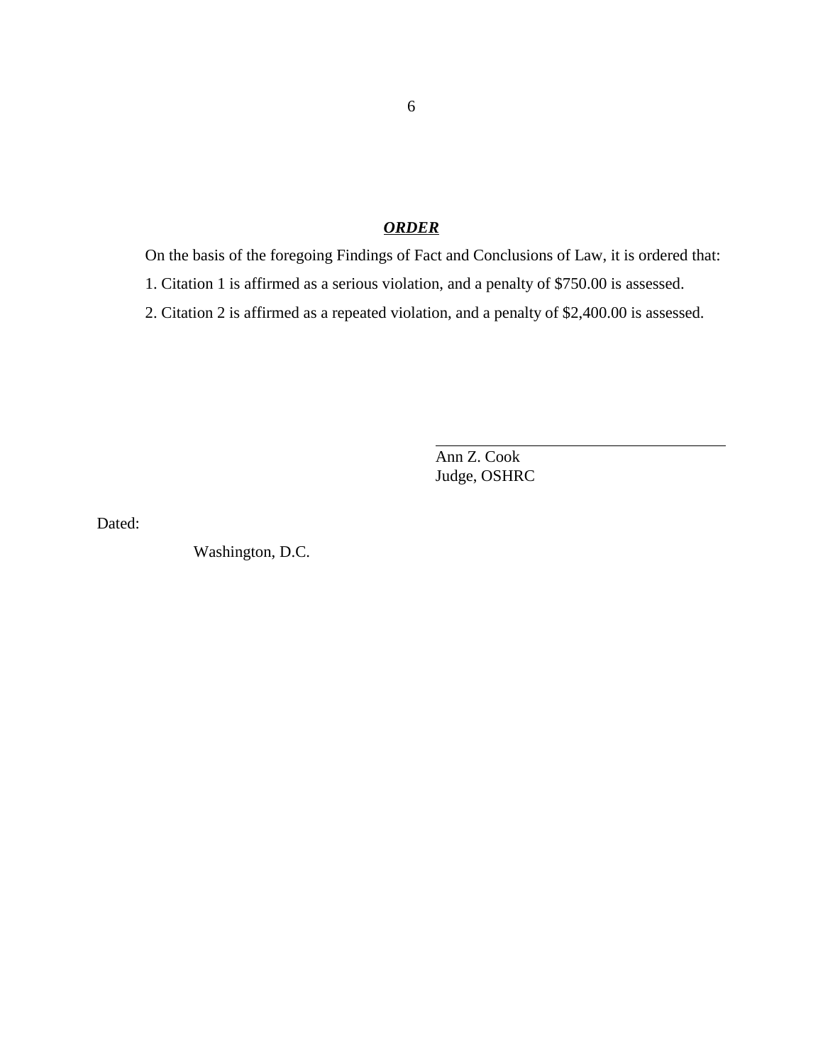***ORDER***

On the basis of the foregoing Findings of Fact and Conclusions of Law, it is ordered that:

1. Citation 1 is affirmed as a serious violation, and a penalty of $750.00 is assessed.

2. Citation 2 is affirmed as a repeated violation, and a penalty of $2,400.00 is assessed.

Ann Z. Cook
Judge, OSHRC

Dated:

Washington, D.C.